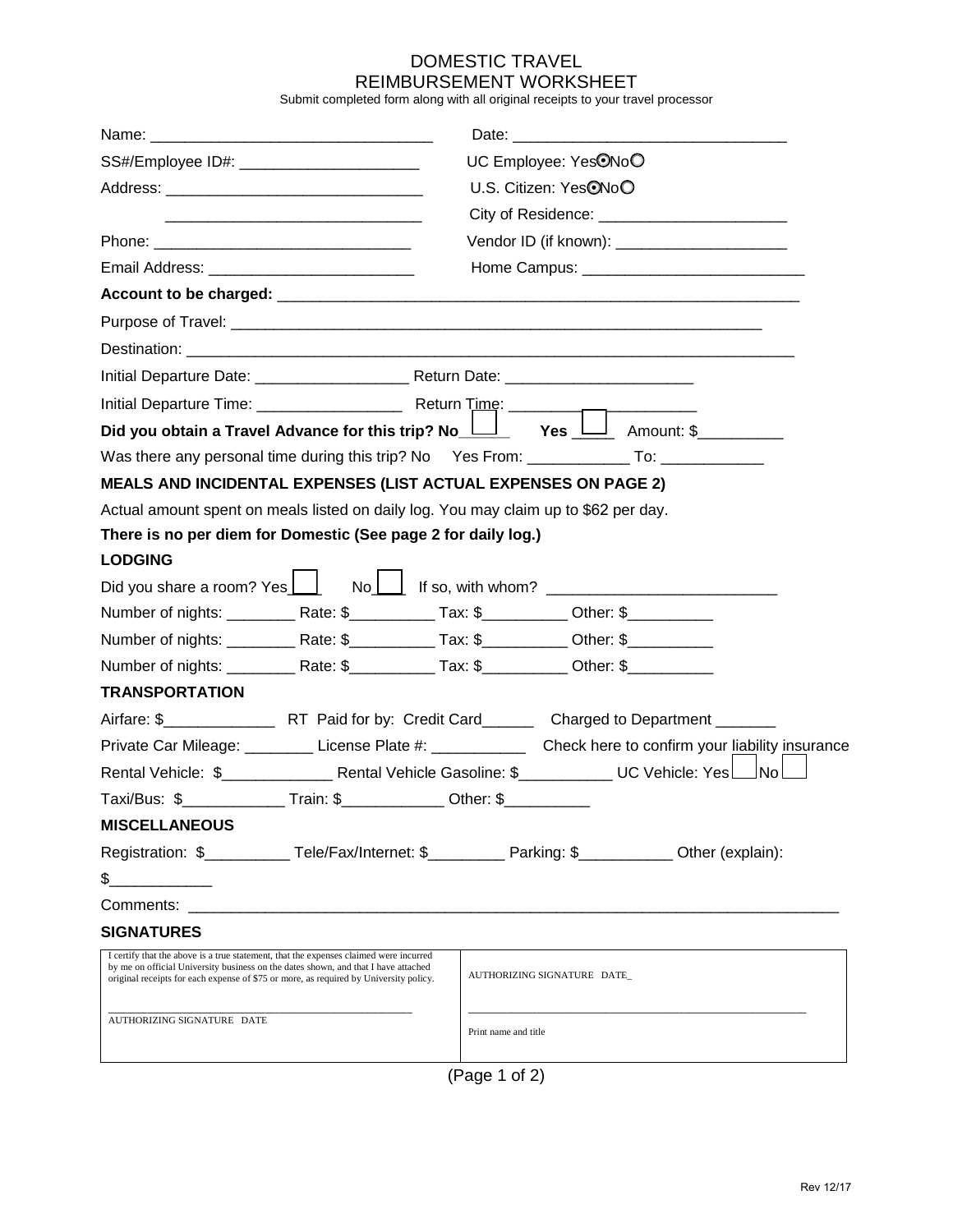# DOMESTIC TRAVEL
# REIMBURSEMENT WORKSHEET

Submit completed form along with all original receipts to your travel processor

Name: ________________________________ Date: ______________________________

SS#/Employee ID#: ____________________ UC Employee: Yes ⊙ No ○

Address: _____________________________ U.S. Citizen: Yes ⊙ No ○

_____________________________ City of Residence: _____________________

Phone: ______________________________ Vendor ID (if known): ___________________

Email Address: _______________________ Home Campus: _________________________

**Account to be charged:** ____________________________________________________________

Purpose of Travel: ____________________________________________________________

Destination: ____________________________________________________________________

Initial Departure Date: _________________ Return Date: _____________________

Initial Departure Time: ________________ Return Time: _____________________

**Did you obtain a Travel Advance for this trip? No_____ Yes _____** Amount: $_________

Was there any personal time during this trip? No Yes From: ___________ To: ___________

**MEALS AND INCIDENTAL EXPENSES (LIST ACTUAL EXPENSES ON PAGE 2)**

Actual amount spent on meals listed on daily log. You may claim up to $62 per day.

**There is no per diem for Domestic (See page 2 for daily log.)**

**LODGING**

Did you share a room? Yes___ No___ If so, with whom? _________________________

Number of nights: ________ Rate: $_________ Tax: $_________ Other: $_________

Number of nights: ________ Rate: $_________ Tax: $_________ Other: $_________

Number of nights: ________ Rate: $_________ Tax: $_________ Other: $_________

**TRANSPORTATION**

Airfare: $_____________ RT Paid for by: Credit Card______ Charged to Department _______

Private Car Mileage: ________ License Plate #: ___________ Check here to confirm your liability insurance

Rental Vehicle: $_____________ Rental Vehicle Gasoline: $__________ UC Vehicle: Yes___ No___

Taxi/Bus: $___________ Train: $___________ Other: $_________

**MISCELLANEOUS**

Registration: $_________ Tele/Fax/Internet: $_________ Parking: $__________ Other (explain): $___________

Comments: ______________________________________________________________________

**SIGNATURES**

| I certify that the above is a true statement, that the expenses claimed were incurred by me on official University business on the dates shown, and that I have attached original receipts for each expense of $75 or more, as required by University policy. | AUTHORIZING SIGNATURE DATE_ |
|---|---|
| ______________________________________________ AUTHORIZING SIGNATURE DATE | ______________________________________________ Print name and title |

Rev 12/17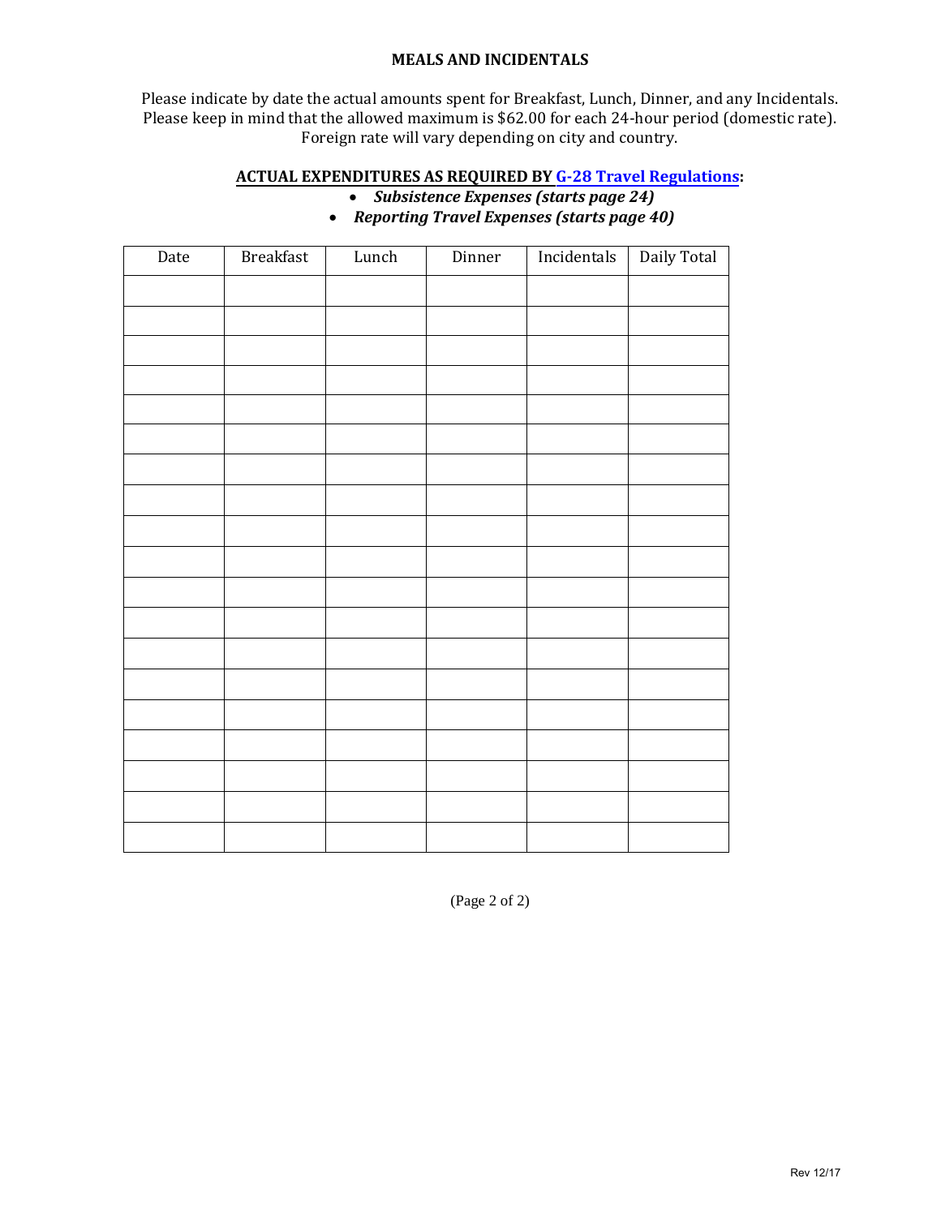## MEALS AND INCIDENTALS

Please indicate by date the actual amounts spent for Breakfast, Lunch, Dinner, and any Incidentals. Please keep in mind that the allowed maximum is $62.00 for each 24-hour period (domestic rate). Foreign rate will vary depending on city and country.

**ACTUAL EXPENDITURES AS REQUIRED BY G-28 Travel Regulations:**

- ***Subsistence Expenses (starts page 24)***
- ***Reporting Travel Expenses (starts page 40)***

| Date | Breakfast | Lunch | Dinner | Incidentals | Daily Total |
|---|---|---|---|---|---|
| | | | | | |
| | | | | | |
| | | | | | |
| | | | | | |
| | | | | | |
| | | | | | |
| | | | | | |
| | | | | | |
| | | | | | |
| | | | | | |
| | | | | | |
| | | | | | |
| | | | | | |
| | | | | | |
| | | | | | |
| | | | | | |
| | | | | | |
| | | | | | |
| | | | | | |

Rev 12/17